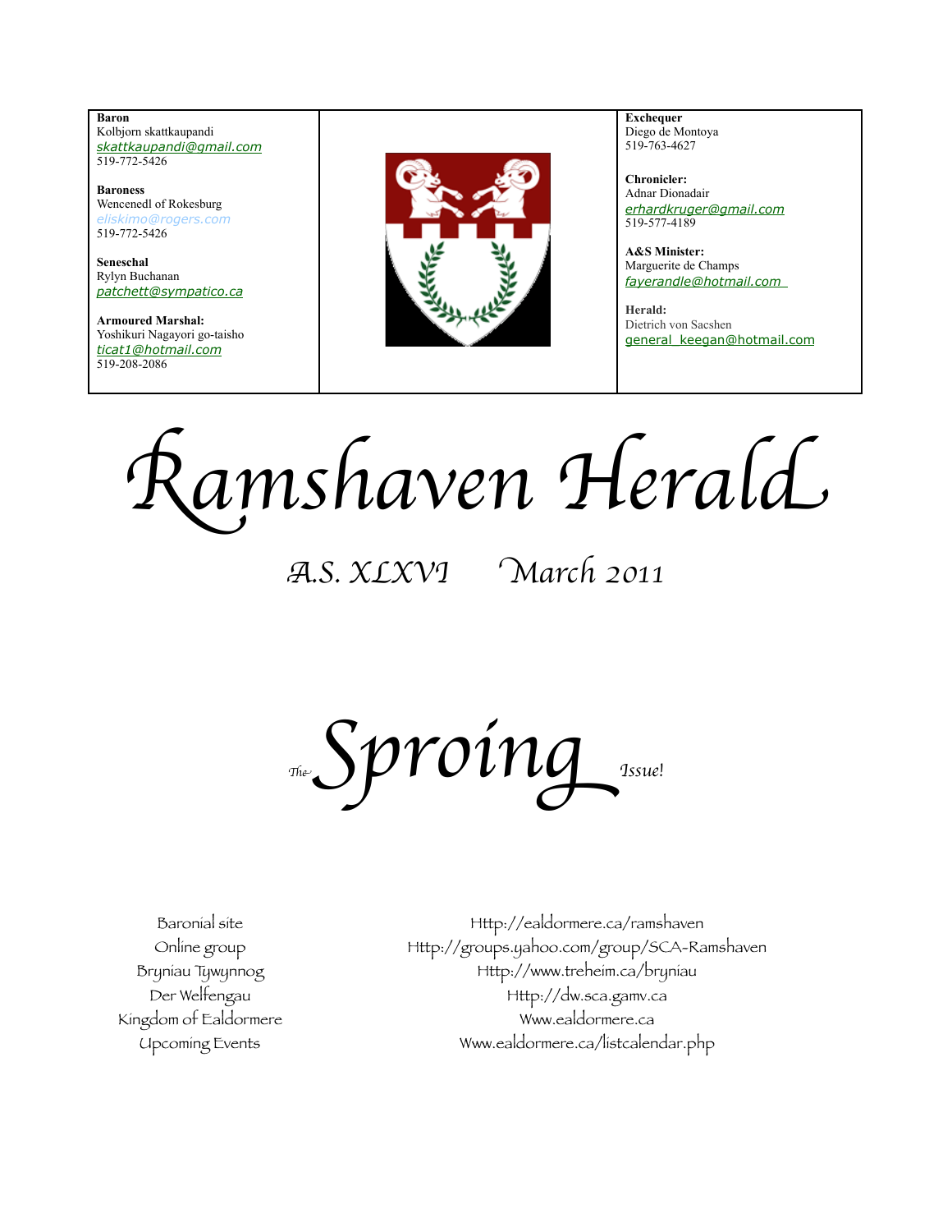**Baron**
Kolbjorn skattkaupandi
skattkaupandi@gmail.com
519-772-5426

**Baroness**
Wencenedl of Rokesburg
eliskimo@rogers.com
519-772-5426

**Seneschal**
Rylyn Buchanan
patchett@sympatico.ca

**Armoured Marshal:**
Yoshikuri Nagayori go-taisho
ticat1@hotmail.com
519-208-2086

**Exchequer**
Diego de Montoya
519-763-4627

**Chronicler:**
Adnar Dionadair
erhardkruger@gmail.com
519-577-4189

**A&S Minister:**
Marguerite de Champs
fayerandle@hotmail.com

**Herald:**
Dietrich von Sacshen
general_keegan@hotmail.com

# Ramshaven Herald

A.S. XLXVI March 2011

## The *Sproing* Issue!

| | |
|---|---|
| Baronial site | Http://ealdormere.ca/ramshaven |
| Online group | Http://groups.yahoo.com/group/SCA-Ramshaven |
| Bryniau Tywynnog | Http://www.treheim.ca/bryniau |
| Der Welfengau | Http://dw.sca.gamv.ca |
| Kingdom of Ealdormere | Www.ealdormere.ca |
| Upcoming Events | Www.ealdormere.ca/listcalendar.php |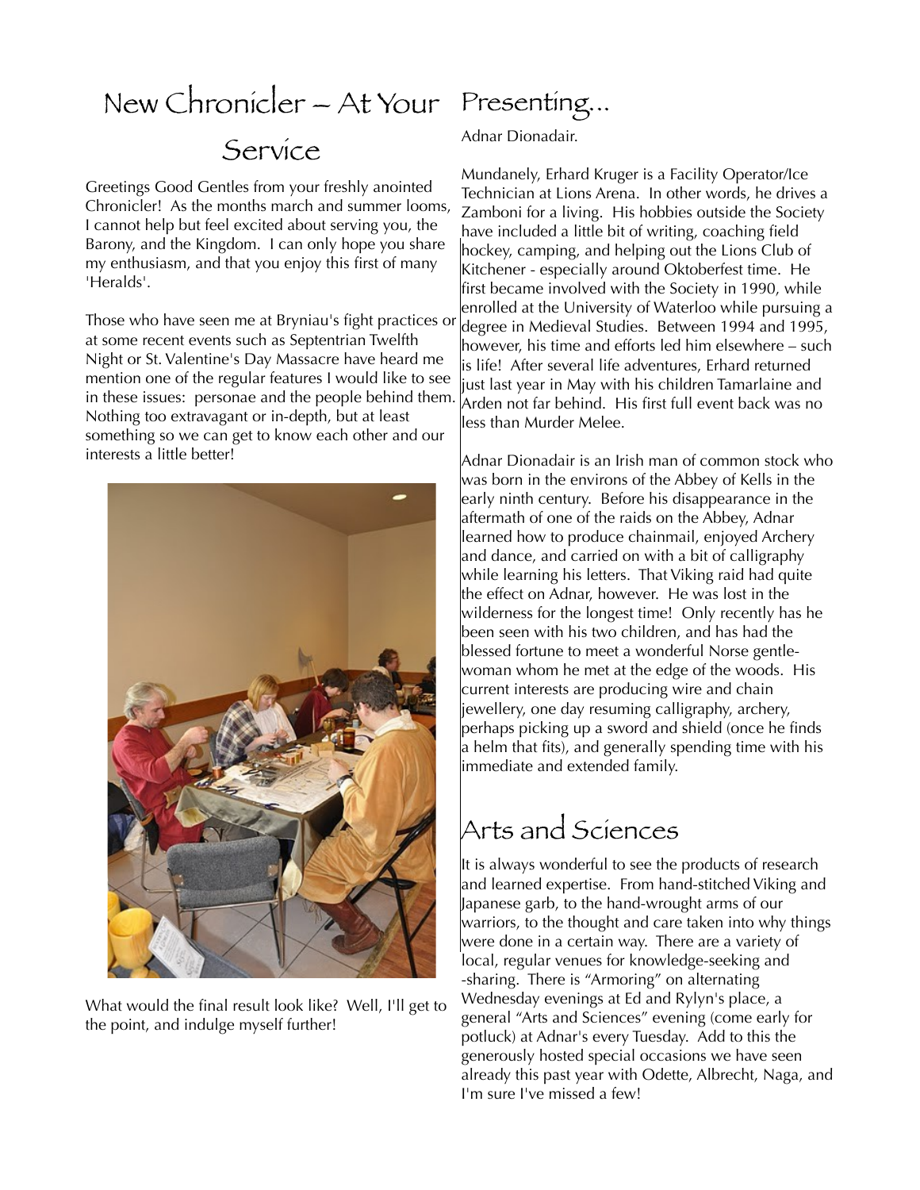# New Chronicler – At Your Service

Greetings Good Gentles from your freshly anointed Chronicler! As the months march and summer looms, I cannot help but feel excited about serving you, the Barony, and the Kingdom. I can only hope you share my enthusiasm, and that you enjoy this first of many 'Heralds'.

Those who have seen me at Bryniau's fight practices or at some recent events such as Septentrian Twelfth Night or St. Valentine's Day Massacre have heard me mention one of the regular features I would like to see in these issues: personae and the people behind them. Nothing too extravagant or in-depth, but at least something so we can get to know each other and our interests a little better!

What would the final result look like? Well, I'll get to the point, and indulge myself further!

# Presenting...

Adnar Dionadair.

Mundanely, Erhard Kruger is a Facility Operator/Ice Technician at Lions Arena. In other words, he drives a Zamboni for a living. His hobbies outside the Society have included a little bit of writing, coaching field hockey, camping, and helping out the Lions Club of Kitchener - especially around Oktoberfest time. He first became involved with the Society in 1990, while enrolled at the University of Waterloo while pursuing a degree in Medieval Studies. Between 1994 and 1995, however, his time and efforts led him elsewhere – such is life! After several life adventures, Erhard returned just last year in May with his children Tamarlaine and Arden not far behind. His first full event back was no less than Murder Melee.

Adnar Dionadair is an Irish man of common stock who was born in the environs of the Abbey of Kells in the early ninth century. Before his disappearance in the aftermath of one of the raids on the Abbey, Adnar learned how to produce chainmail, enjoyed Archery and dance, and carried on with a bit of calligraphy while learning his letters. That Viking raid had quite the effect on Adnar, however. He was lost in the wilderness for the longest time! Only recently has he been seen with his two children, and has had the blessed fortune to meet a wonderful Norse gentle-woman whom he met at the edge of the woods. His current interests are producing wire and chain jewellery, one day resuming calligraphy, archery, perhaps picking up a sword and shield (once he finds a helm that fits), and generally spending time with his immediate and extended family.

# Arts and Sciences

It is always wonderful to see the products of research and learned expertise. From hand-stitched Viking and Japanese garb, to the hand-wrought arms of our warriors, to the thought and care taken into why things were done in a certain way. There are a variety of local, regular venues for knowledge-seeking and -sharing. There is "Armoring" on alternating Wednesday evenings at Ed and Rylyn's place, a general "Arts and Sciences" evening (come early for potluck) at Adnar's every Tuesday. Add to this the generously hosted special occasions we have seen already this past year with Odette, Albrecht, Naga, and I'm sure I've missed a few!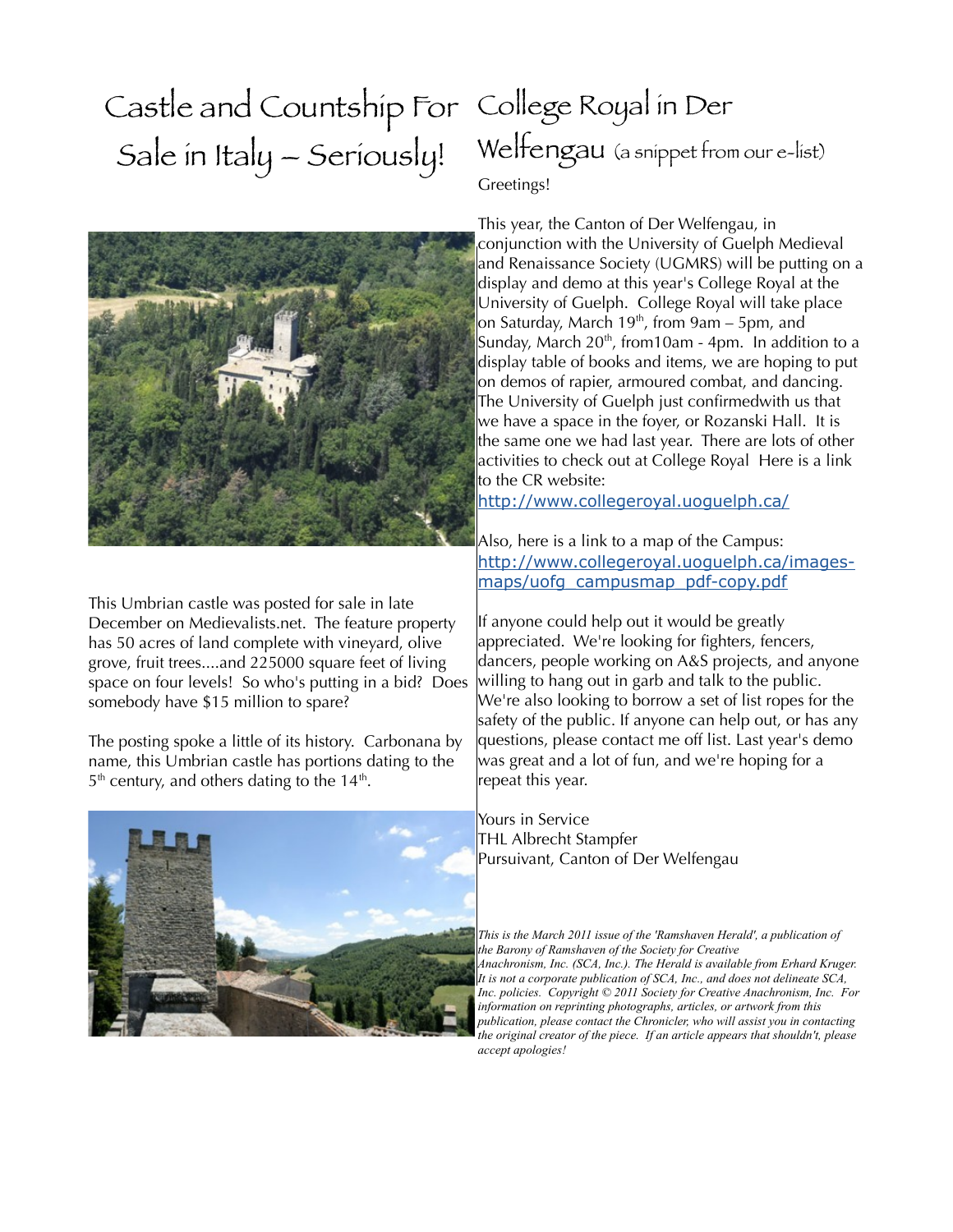# Castle and Countship For Sale in Italy – Seriously!

This Umbrian castle was posted for sale in late December on Medievalists.net. The feature property has 50 acres of land complete with vineyard, olive grove, fruit trees....and 225000 square feet of living space on four levels! So who's putting in a bid? Does somebody have $15 million to spare?

The posting spoke a little of its history. Carbonana by name, this Umbrian castle has portions dating to the 5th century, and others dating to the 14th.

# College Royal in Der Welfengau (a snippet from our e-list)

Greetings!

This year, the Canton of Der Welfengau, in conjunction with the University of Guelph Medieval and Renaissance Society (UGMRS) will be putting on a display and demo at this year's College Royal at the University of Guelph. College Royal will take place on Saturday, March 19th, from 9am – 5pm, and Sunday, March 20th, from10am - 4pm. In addition to a display table of books and items, we are hoping to put on demos of rapier, armoured combat, and dancing. The University of Guelph just confirmedwith us that we have a space in the foyer, or Rozanski Hall. It is the same one we had last year. There are lots of other activities to check out at College Royal Here is a link to the CR website:
http://www.collegeroyal.uoguelph.ca/

Also, here is a link to a map of the Campus:
http://www.collegeroyal.uoguelph.ca/images-maps/uofg_campusmap_pdf-copy.pdf

If anyone could help out it would be greatly appreciated. We're looking for fighters, fencers, dancers, people working on A&S projects, and anyone willing to hang out in garb and talk to the public. We're also looking to borrow a set of list ropes for the safety of the public. If anyone can help out, or has any questions, please contact me off list. Last year's demo was great and a lot of fun, and we're hoping for a repeat this year.

Yours in Service
THL Albrecht Stampfer
Pursuivant, Canton of Der Welfengau

*This is the March 2011 issue of the 'Ramshaven Herald', a publication of the Barony of Ramshaven of the Society for Creative Anachronism, Inc. (SCA, Inc.). The Herald is available from Erhard Kruger. It is not a corporate publication of SCA, Inc., and does not delineate SCA, Inc. policies. Copyright © 2011 Society for Creative Anachronism, Inc. For information on reprinting photographs, articles, or artwork from this publication, please contact the Chronicler, who will assist you in contacting the original creator of the piece. If an article appears that shouldn't, please accept apologies!*